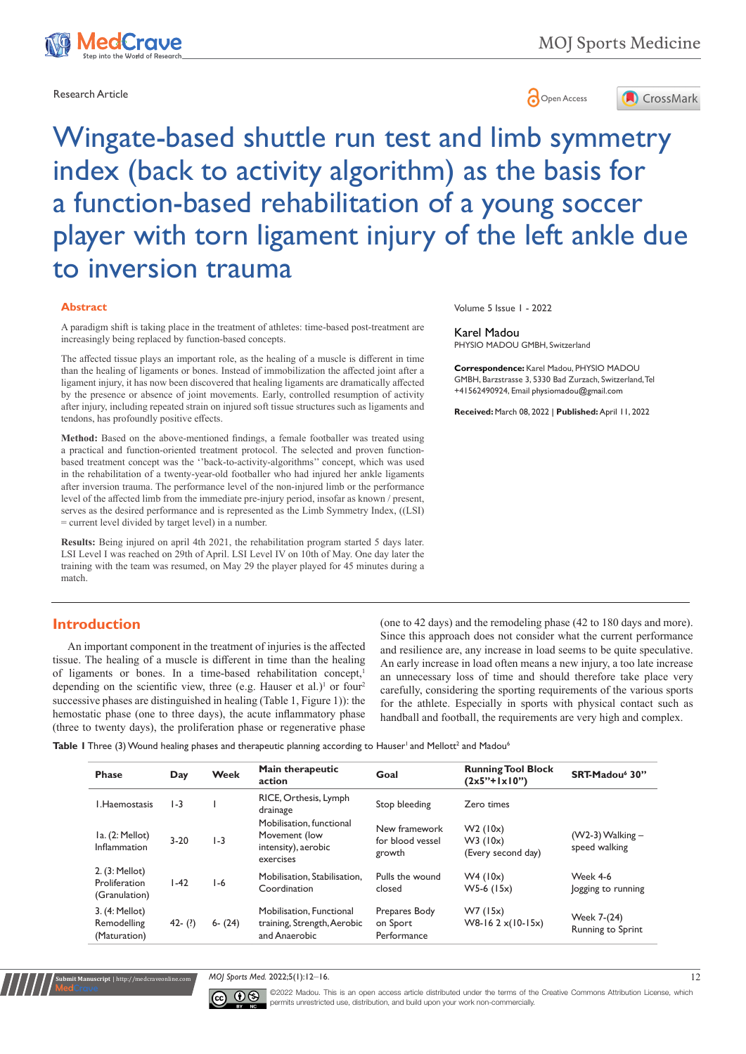Research Article

Open Access

# Wingate-based shuttle run test and limb symmetry index (back to activity algorithm) as the basis for a function-based rehabilitation of a young soccer player with torn ligament injury of the left ankle due to inversion trauma

Volume 5 Issue 1 - 2022

Karel Madou

PHYSIO MADOU GMBH, Switzerland

**Correspondence:** Karel Madou, PHYSIO MADOU GMBH, Barzstrasse 3, 5330 Bad Zurzach, Switzerland, Tel +41562490924, Email physiomadou@gmail.com

**Received:** March 08, 2022 | **Published:** April 11, 2022

## Abstract

A paradigm shift is taking place in the treatment of athletes: time-based post-treatment are increasingly being replaced by function-based concepts.

The affected tissue plays an important role, as the healing of a muscle is different in time than the healing of ligaments or bones. Instead of immobilization the affected joint after a ligament injury, it has now been discovered that healing ligaments are dramatically affected by the presence or absence of joint movements. Early, controlled resumption of activity after injury, including repeated strain on injured soft tissue structures such as ligaments and tendons, has profoundly positive effects.

**Method:** Based on the above-mentioned findings, a female footballer was treated using a practical and function-oriented treatment protocol. The selected and proven function-based treatment concept was the ''back-to-activity-algorithms'' concept, which was used in the rehabilitation of a twenty-year-old footballer who had injured her ankle ligaments after inversion trauma. The performance level of the non-injured limb or the performance level of the affected limb from the immediate pre-injury period, insofar as known / present, serves as the desired performance and is represented as the Limb Symmetry Index, ((LSI) = current level divided by target level) in a number.

**Results:** Being injured on april 4th 2021, the rehabilitation program started 5 days later. LSI Level I was reached on 29th of April. LSI Level IV on 10th of May. One day later the training with the team was resumed, on May 29 the player played for 45 minutes during a match.

## Introduction

An important component in the treatment of injuries is the affected tissue. The healing of a muscle is different in time than the healing of ligaments or bones. In a time-based rehabilitation concept,[1] depending on the scientific view, three (e.g. Hauser et al.)[1] or four[2] successive phases are distinguished in healing (Table 1, Figure 1)): the hemostatic phase (one to three days), the acute inflammatory phase (three to twenty days), the proliferation phase or regenerative phase (one to 42 days) and the remodeling phase (42 to 180 days and more). Since this approach does not consider what the current performance and resilience are, any increase in load seems to be quite speculative. An early increase in load often means a new injury, a too late increase an unnecessary loss of time and should therefore take place very carefully, considering the sporting requirements of the various sports for the athlete. Especially in sports with physical contact such as handball and football, the requirements are very high and complex.

**Table 1** Three (3) Wound healing phases and therapeutic planning according to Hauser[1] and Mellott[2] and Madou[6]

| Phase | Day | Week | Main therapeutic action | Goal | Running Tool Block (2x5"+1x10") | SRT-Madou[6] 30" |
|---|---|---|---|---|---|---|
| 1.Haemostasis | 1-3 | 1 | RICE, Orthesis, Lymph drainage | Stop bleeding | Zero times | |
| 1a. (2: Mellot) Inflammation | 3-20 | 1-3 | Mobilisation, functional Movement (low intensity), aerobic exercises | New framework for blood vessel growth | W2 (10x) W3 (10x) (Every second day) | (W2-3) Walking – speed walking |
| 2. (3: Mellot) Proliferation (Granulation) | 1-42 | 1-6 | Mobilisation, Stabilisation, Coordination | Pulls the wound closed | W4 (10x) W5-6 (15x) | Week 4-6 Jogging to running |
| 3. (4: Mellot) Remodelling (Maturation) | 42- (?) | 6- (24) | Mobilisation, Functional training, Strength, Aerobic and Anaerobic | Prepares Body on Sport Performance | W7 (15x) W8-16 2 x(10-15x) | Week 7-(24) Running to Sprint |

©2022 Madou. This is an open access article distributed under the terms of the Creative Commons Attribution License, which permits unrestricted use, distribution, and build upon your work non-commercially.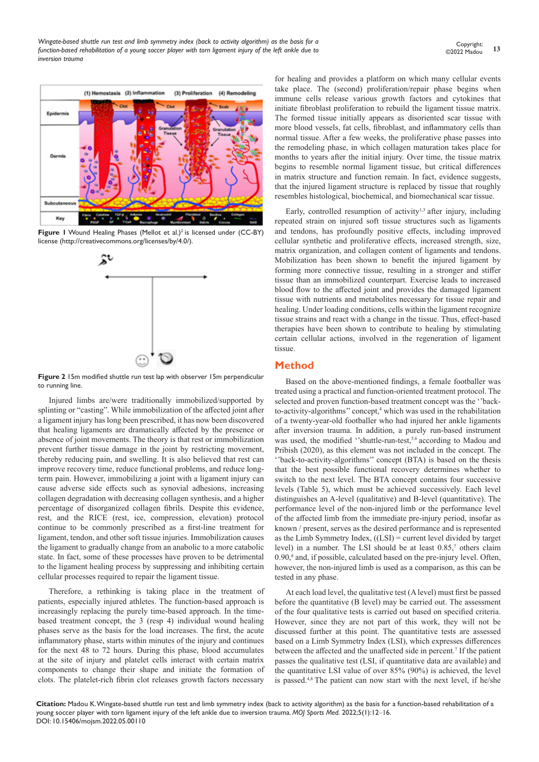Figure 1 Wound Healing Phases (Mellot et al.)[2] is licensed under (CC-BY) license (http://creativecommons.org/licenses/by/4.0/).

Figure 2 15m modified shuttle run test lap with observer 15m perpendicular to running line.

Injured limbs are/were traditionally immobilized/supported by splinting or "casting". While immobilization of the affected joint after a ligament injury has long been prescribed, it has now been discovered that healing ligaments are dramatically affected by the presence or absence of joint movements. The theory is that rest or immobilization prevent further tissue damage in the joint by restricting movement, thereby reducing pain, and swelling. It is also believed that rest can improve recovery time, reduce functional problems, and reduce long-term pain. However, immobilizing a joint with a ligament injury can cause adverse side effects such as synovial adhesions, increasing collagen degradation with decreasing collagen synthesis, and a higher percentage of disorganized collagen fibrils. Despite this evidence, rest, and the RICE (rest, ice, compression, elevation) protocol continue to be commonly prescribed as a first-line treatment for ligament, tendon, and other soft tissue injuries. Immobilization causes the ligament to gradually change from an anabolic to a more catabolic state. In fact, some of these processes have proven to be detrimental to the ligament healing process by suppressing and inhibiting certain cellular processes required to repair the ligament tissue.

Therefore, a rethinking is taking place in the treatment of patients, especially injured athletes. The function-based approach is increasingly replacing the purely time-based approach. In the time-based treatment concept, the 3 (resp 4) individual wound healing phases serve as the basis for the load increases. The first, the acute inflammatory phase, starts within minutes of the injury and continues for the next 48 to 72 hours. During this phase, blood accumulates at the site of injury and platelet cells interact with certain matrix components to change their shape and initiate the formation of clots. The platelet-rich fibrin clot releases growth factors necessary for healing and provides a platform on which many cellular events take place. The (second) proliferation/repair phase begins when immune cells release various growth factors and cytokines that initiate fibroblast proliferation to rebuild the ligament tissue matrix. The formed tissue initially appears as disoriented scar tissue with more blood vessels, fat cells, fibroblast, and inflammatory cells than normal tissue. After a few weeks, the proliferative phase passes into the remodeling phase, in which collagen maturation takes place for months to years after the initial injury. Over time, the tissue matrix begins to resemble normal ligament tissue, but critical differences in matrix structure and function remain. In fact, evidence suggests, that the injured ligament structure is replaced by tissue that roughly resembles histological, biochemical, and biomechanical scar tissue.

Early, controlled resumption of activity[1,3] after injury, including repeated strain on injured soft tissue structures such as ligaments and tendons, has profoundly positive effects, including improved cellular synthetic and proliferative effects, increased strength, size, matrix organization, and collagen content of ligaments and tendons. Mobilization has been shown to benefit the injured ligament by forming more connective tissue, resulting in a stronger and stiffer tissue than an immobilized counterpart. Exercise leads to increased blood flow to the affected joint and provides the damaged ligament tissue with nutrients and metabolites necessary for tissue repair and healing. Under loading conditions, cells within the ligament recognize tissue strains and react with a change in the tissue. Thus, effect-based therapies have been shown to contribute to healing by stimulating certain cellular actions, involved in the regeneration of ligament tissue.

## Method

Based on the above-mentioned findings, a female footballer was treated using a practical and function-oriented treatment protocol. The selected and proven function-based treatment concept was the ''back-to-activity-algorithms'' concept,[4] which was used in the rehabilitation of a twenty-year-old footballer who had injured her ankle ligaments after inversion trauma. In addition, a purely run-based instrument was used, the modified ''shuttle-run-test,[5,6] according to Madou and Pribish (2020), as this element was not included in the concept. The ''back-to-activity-algorithms'' concept (BTA) is based on the thesis that the best possible functional recovery determines whether to switch to the next level. The BTA concept contains four successive levels (Table 5), which must be achieved successively. Each level distinguishes an A-level (qualitative) and B-level (quantitative). The performance level of the non-injured limb or the performance level of the affected limb from the immediate pre-injury period, insofar as known / present, serves as the desired performance and is represented as the Limb Symmetry Index, ((LSI) = current level divided by target level) in a number. The LSI should be at least 0.85,[7] others claim 0.90,[8] and, if possible, calculated based on the pre-injury level. Often, however, the non-injured limb is used as a comparison, as this can be tested in any phase.

At each load level, the qualitative test (A level) must first be passed before the quantitative (B level) may be carried out. The assessment of the four qualitative tests is carried out based on specified criteria. However, since they are not part of this work, they will not be discussed further at this point. The quantitative tests are assessed based on a Limb Symmetry Index (LSI), which expresses differences between the affected and the unaffected side in percent.[7] If the patient passes the qualitative test (LSI, if quantitative data are available) and the quantitative LSI value of over 85% (90%) is achieved, the level is passed.[4,8] The patient can now start with the next level, if he/she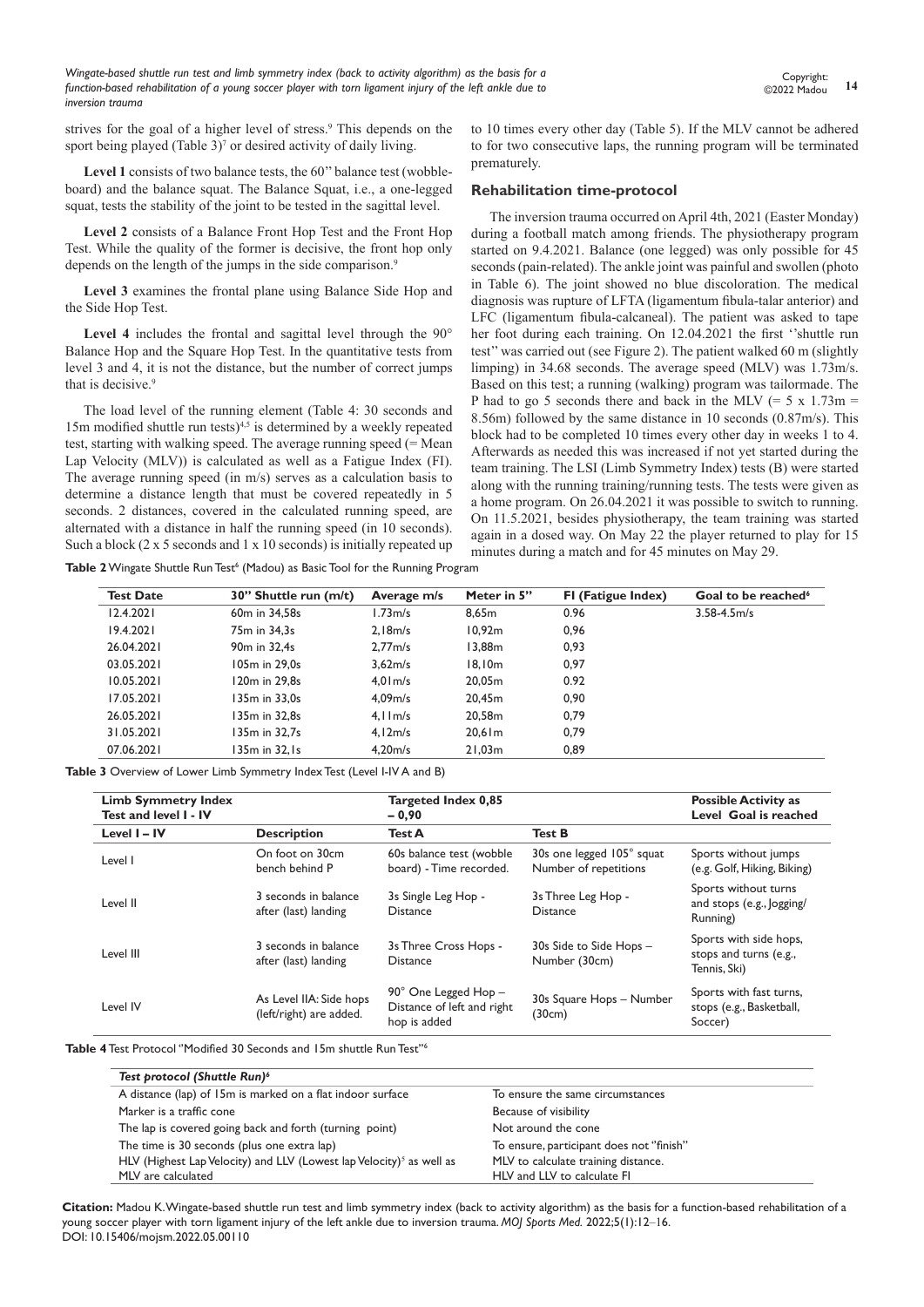strives for the goal of a higher level of stress.[9] This depends on the sport being played (Table 3)[7] or desired activity of daily living.

**Level 1** consists of two balance tests, the 60'' balance test (wobble-board) and the balance squat. The Balance Squat, i.e., a one-legged squat, tests the stability of the joint to be tested in the sagittal level.

**Level 2** consists of a Balance Front Hop Test and the Front Hop Test. While the quality of the former is decisive, the front hop only depends on the length of the jumps in the side comparison.[9]

**Level 3** examines the frontal plane using Balance Side Hop and the Side Hop Test.

**Level 4** includes the frontal and sagittal level through the 90° Balance Hop and the Square Hop Test. In the quantitative tests from level 3 and 4, it is not the distance, but the number of correct jumps that is decisive.[9]

The load level of the running element (Table 4: 30 seconds and 15m modified shuttle run tests)[4,5] is determined by a weekly repeated test, starting with walking speed. The average running speed (= Mean Lap Velocity (MLV)) is calculated as well as a Fatigue Index (FI). The average running speed (in m/s) serves as a calculation basis to determine a distance length that must be covered repeatedly in 5 seconds. 2 distances, covered in the calculated running speed, are alternated with a distance in half the running speed (in 10 seconds). Such a block (2 x 5 seconds and 1 x 10 seconds) is initially repeated up to 10 times every other day (Table 5). If the MLV cannot be adhered to for two consecutive laps, the running program will be terminated prematurely.

## Rehabilitation time-protocol

The inversion trauma occurred on April 4th, 2021 (Easter Monday) during a football match among friends. The physiotherapy program started on 9.4.2021. Balance (one legged) was only possible for 45 seconds (pain-related). The ankle joint was painful and swollen (photo in Table 6). The joint showed no blue discoloration. The medical diagnosis was rupture of LFTA (ligamentum fibula-talar anterior) and LFC (ligamentum fibula-calcaneal). The patient was asked to tape her foot during each training. On 12.04.2021 the first ''shuttle run test'' was carried out (see Figure 2). The patient walked 60 m (slightly limping) in 34.68 seconds. The average speed (MLV) was 1.73m/s. Based on this test; a running (walking) program was tailormade. The P had to go 5 seconds there and back in the MLV (= 5 x 1.73m = 8.56m) followed by the same distance in 10 seconds (0.87m/s). This block had to be completed 10 times every other day in weeks 1 to 4. Afterwards as needed this was increased if not yet started during the team training. The LSI (Limb Symmetry Index) tests (B) were started along with the running training/running tests. The tests were given as a home program. On 26.04.2021 it was possible to switch to running. On 11.5.2021, besides physiotherapy, the team training was started again in a dosed way. On May 22 the player returned to play for 15 minutes during a match and for 45 minutes on May 29.

**Table 2** Wingate Shuttle Run Test[6] (Madou) as Basic Tool for the Running Program

| Test Date | 30'' Shuttle run (m/t) | Average m/s | Meter in 5'' | FI (Fatigue Index) | Goal to be reached[6] |
|---|---|---|---|---|---|
| 12.4.2021 | 60m in 34,58s | 1.73m/s | 8,65m | 0.96 | 3.58-4.5m/s |
| 19.4.2021 | 75m in 34,3s | 2,18m/s | 10,92m | 0,96 | |
| 26.04.2021 | 90m in 32,4s | 2,77m/s | 13,88m | 0,93 | |
| 03.05.2021 | 105m in 29,0s | 3,62m/s | 18,10m | 0,97 | |
| 10.05.2021 | 120m in 29,8s | 4,01m/s | 20,05m | 0.92 | |
| 17.05.2021 | 135m in 33,0s | 4,09m/s | 20,45m | 0,90 | |
| 26.05.2021 | 135m in 32,8s | 4,11m/s | 20,58m | 0,79 | |
| 31.05.2021 | 135m in 32,7s | 4,12m/s | 20,61m | 0,79 | |
| 07.06.2021 | 135m in 32,1s | 4,20m/s | 21,03m | 0,89 | |

**Table 3** Overview of Lower Limb Symmetry Index Test (Level I-IV A and B)

| Limb Symmetry Index Test and level I - IV | | Targeted Index 0,85 – 0,90 | | Possible Activity as Level Goal is reached |
|---|---|---|---|---|
| Level I – IV | Description | Test A | Test B | |
| Level I | On foot on 30cm bench behind P | 60s balance test (wobble board) - Time recorded. | 30s one legged 105° squat Number of repetitions | Sports without jumps (e.g. Golf, Hiking, Biking) |
| Level II | 3 seconds in balance after (last) landing | 3s Single Leg Hop - Distance | 3s Three Leg Hop - Distance | Sports without turns and stops (e.g., Jogging/ Running) |
| Level III | 3 seconds in balance after (last) landing | 3s Three Cross Hops - Distance | 30s Side to Side Hops – Number (30cm) | Sports with side hops, stops and turns (e.g., Tennis, Ski) |
| Level IV | As Level IIA: Side hops (left/right) are added. | 90° One Legged Hop – Distance of left and right hop is added | 30s Square Hops – Number (30cm) | Sports with fast turns, stops (e.g., Basketball, Soccer) |

**Table 4** Test Protocol "Modified 30 Seconds and 15m shuttle Run Test"[6]

| *Test protocol (Shuttle Run)[6]* | |
|---|---|
| A distance (lap) of 15m is marked on a flat indoor surface | To ensure the same circumstances |
| Marker is a traffic cone | Because of visibility |
| The lap is covered going back and forth (turning point) | Not around the cone |
| The time is 30 seconds (plus one extra lap) | To ensure, participant does not "finish" |
| HLV (Highest Lap Velocity) and LLV (Lowest lap Velocity)[5] as well as MLV are calculated | MLV to calculate training distance. HLV and LLV to calculate FI |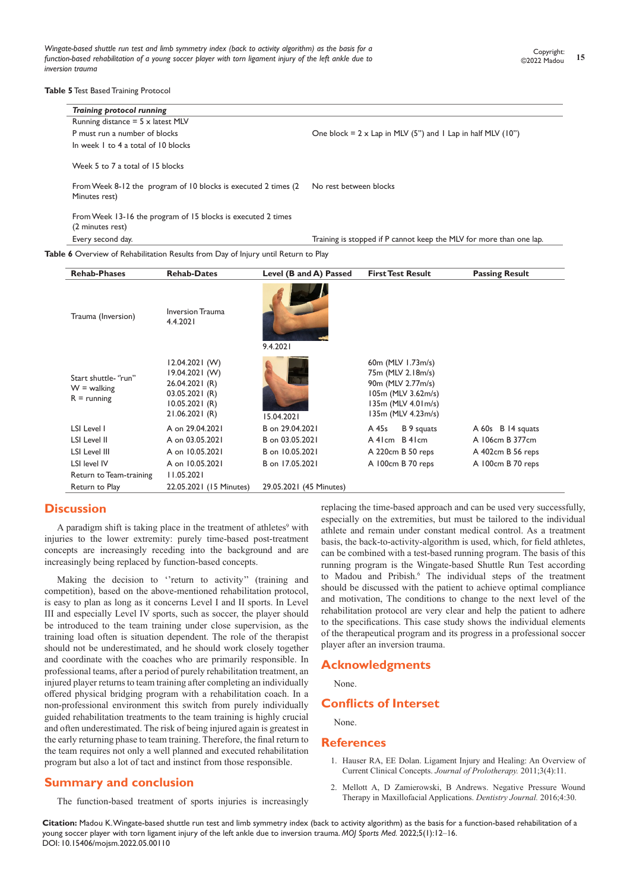**Table 5** Test Based Training Protocol

| Training protocol running | |
|---|---|
| Running distance = 5 x latest MLV | |
| P must run a number of blocks | One block = 2 x Lap in MLV (5") and 1 Lap in half MLV (10") |
| In week 1 to 4 a total of 10 blocks | |
| Week 5 to 7 a total of 15 blocks | |
| From Week 8-12 the program of 10 blocks is executed 2 times (2 Minutes rest) | No rest between blocks |
| From Week 13-16 the program of 15 blocks is executed 2 times (2 minutes rest) | |
| Every second day. | Training is stopped if P cannot keep the MLV for more than one lap. |

**Table 6** Overview of Rehabilitation Results from Day of Injury until Return to Play

| Rehab-Phases | Rehab-Dates | Level (B and A) Passed | First Test Result | Passing Result |
|---|---|---|---|---|
| Trauma (Inversion) | Inversion Trauma 4.4.2021 | 9.4.2021 | | |
| Start shuttle- "run" W = walking R = running | 12.04.2021 (W) 19.04.2021 (W) 26.04.2021 (R) 03.05.2021 (R) 10.05.2021 (R) 21.06.2021 (R) | 15.04.2021 | 60m (MLV 1.73m/s) 75m (MLV 2.18m/s) 90m (MLV 2.77m/s) 105m (MLV 3.62m/s) 135m (MLV 4.01m/s) 135m (MLV 4.23m/s) | |
| LSI Level I | A on 29.04.2021 | B on 29.04.2021 | A 45s B 9 squats | A 60s B 14 squats |
| LSI Level II | A on 03.05.2021 | B on 03.05.2021 | A 41cm B 41cm | A 106cm B 377cm |
| LSI Level III | A on 10.05.2021 | B on 10.05.2021 | A 220cm B 50 reps | A 402cm B 56 reps |
| LSI level IV | A on 10.05.2021 | B on 17.05.2021 | A 100cm B 70 reps | A 100cm B 70 reps |
| Return to Team-training | 11.05.2021 | | | |
| Return to Play | 22.05.2021 (15 Minutes) | 29.05.2021 (45 Minutes) | | |

## Discussion

A paradigm shift is taking place in the treatment of athletes[9] with injuries to the lower extremity: purely time-based post-treatment concepts are increasingly receding into the background and are increasingly being replaced by function-based concepts.

Making the decision to ''return to activity'' (training and competition), based on the above-mentioned rehabilitation protocol, is easy to plan as long as it concerns Level I and II sports. In Level III and especially Level IV sports, such as soccer, the player should be introduced to the team training under close supervision, as the training load often is situation dependent. The role of the therapist should not be underestimated, and he should work closely together and coordinate with the coaches who are primarily responsible. In professional teams, after a period of purely rehabilitation treatment, an injured player returns to team training after completing an individually offered physical bridging program with a rehabilitation coach. In a non-professional environment this switch from purely individually guided rehabilitation treatments to the team training is highly crucial and often underestimated. The risk of being injured again is greatest in the early returning phase to team training. Therefore, the final return to the team requires not only a well planned and executed rehabilitation program but also a lot of tact and instinct from those responsible.

## Summary and conclusion

The function-based treatment of sports injuries is increasingly replacing the time-based approach and can be used very successfully, especially on the extremities, but must be tailored to the individual athlete and remain under constant medical control. As a treatment basis, the back-to-activity-algorithm is used, which, for field athletes, can be combined with a test-based running program. The basis of this running program is the Wingate-based Shuttle Run Test according to Madou and Pribish.[6] The individual steps of the treatment should be discussed with the patient to achieve optimal compliance and motivation, The conditions to change to the next level of the rehabilitation protocol are very clear and help the patient to adhere to the specifications. This case study shows the individual elements of the therapeutical program and its progress in a professional soccer player after an inversion trauma.

## Acknowledgments

None.

## Conflicts of Interset

None.

## References

1. Hauser RA, EE Dolan. Ligament Injury and Healing: An Overview of Current Clinical Concepts. *Journal of Prolotherapy.* 2011;3(4):11.
2. Mellott A, D Zamierowski, B Andrews. Negative Pressure Wound Therapy in Maxillofacial Applications. *Dentistry Journal.* 2016;4:30.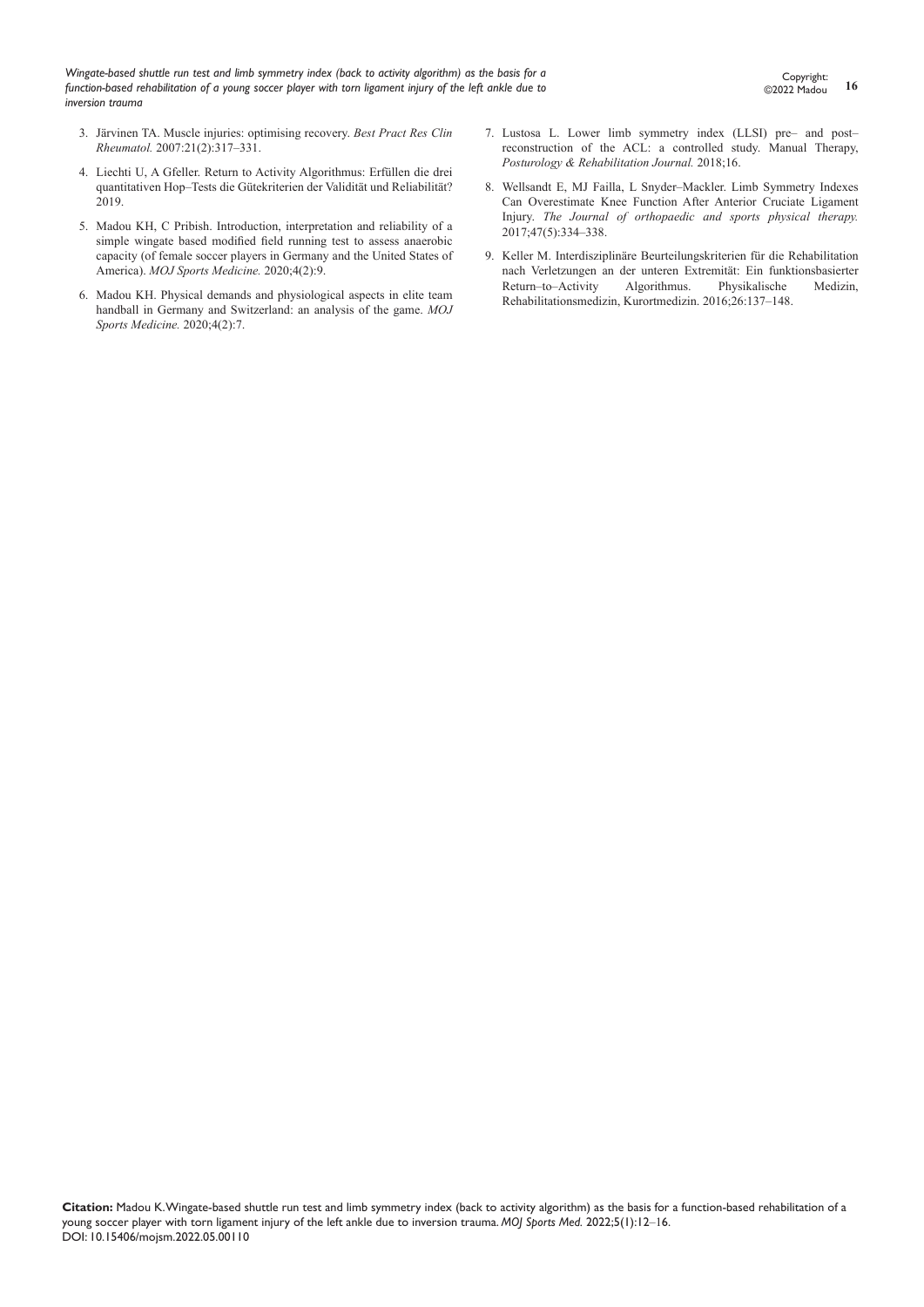3. Järvinen TA. Muscle injuries: optimising recovery. *Best Pract Res Clin Rheumatol.* 2007:21(2):317–331.

4. Liechti U, A Gfeller. Return to Activity Algorithmus: Erfüllen die drei quantitativen Hop–Tests die Gütekriterien der Validität und Reliabilität? 2019.

5. Madou KH, C Pribish. Introduction, interpretation and reliability of a simple wingate based modified field running test to assess anaerobic capacity (of female soccer players in Germany and the United States of America). *MOJ Sports Medicine.* 2020;4(2):9.

6. Madou KH. Physical demands and physiological aspects in elite team handball in Germany and Switzerland: an analysis of the game. *MOJ Sports Medicine.* 2020;4(2):7.

7. Lustosa L. Lower limb symmetry index (LLSI) pre– and post–reconstruction of the ACL: a controlled study. Manual Therapy, *Posturology & Rehabilitation Journal.* 2018;16.

8. Wellsandt E, MJ Failla, L Snyder–Mackler. Limb Symmetry Indexes Can Overestimate Knee Function After Anterior Cruciate Ligament Injury. *The Journal of orthopaedic and sports physical therapy.* 2017;47(5):334–338.

9. Keller M. Interdisziplinäre Beurteilungskriterien für die Rehabilitation nach Verletzungen an der unteren Extremität: Ein funktionsbasierter Return–to–Activity Algorithmus. Physikalische Medizin, Rehabilitationsmedizin, Kurortmedizin. 2016;26:137–148.